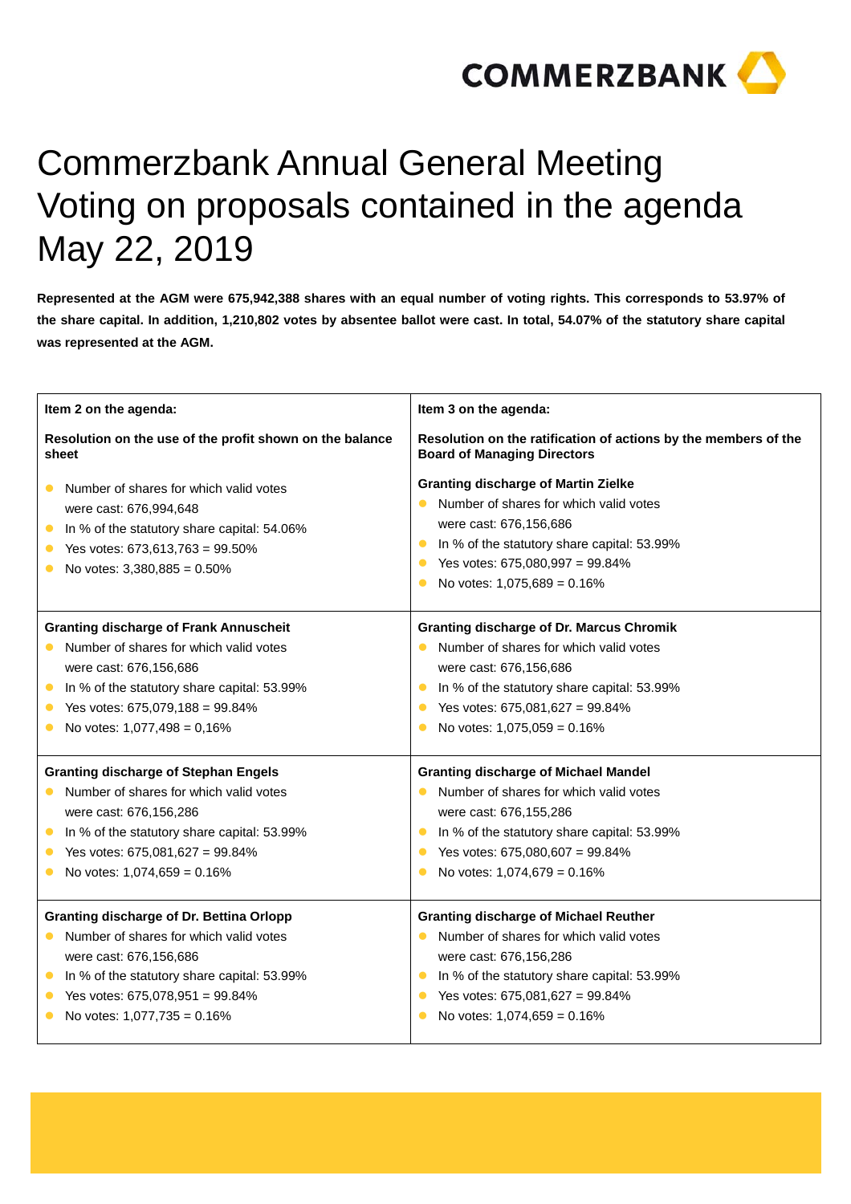# Commerzbank Annual General Meeting Voting on proposals contained in the agenda May 22, 2019

**Represented at the AGM were 675,942,388 shares with an equal number of voting rights. This corresponds to 53.97% of the share capital. In addition, 1,210,802 votes by absentee ballot were cast. In total, 54.07% of the statutory share capital was represented at the AGM.**

**Item 2 on the agenda:**

**Resolution on the use of the profit shown on the balance sheet**

- Number of shares for which valid votes were cast: 676,994,648
- In % of the statutory share capital: 54.06%
- Yes votes: 673,613,763 = 99.50%
- No votes: 3,380,885 = 0.50%

**Item 3 on the agenda:**

**Resolution on the ratification of actions by the members of the Board of Managing Directors**

**Granting discharge of Martin Zielke**

- Number of shares for which valid votes were cast: 676,156,686
- In % of the statutory share capital: 53.99%
- Yes votes: 675,080,997 = 99.84%
- No votes: 1,075,689 = 0.16%

**Granting discharge of Frank Annuscheit**

- Number of shares for which valid votes were cast: 676,156,686
- In % of the statutory share capital: 53.99%
- Yes votes: 675,079,188 = 99.84%
- No votes: 1,077,498 = 0,16%

**Granting discharge of Dr. Marcus Chromik**

- Number of shares for which valid votes were cast: 676,156,686
- In % of the statutory share capital: 53.99%
- Yes votes: 675,081,627 = 99.84%
- No votes: 1,075,059 = 0.16%

**Granting discharge of Stephan Engels**

- Number of shares for which valid votes were cast: 676,156,286
- In % of the statutory share capital: 53.99%
- Yes votes: 675,081,627 = 99.84%
- No votes: 1,074,659 = 0.16%

**Granting discharge of Michael Mandel**

- Number of shares for which valid votes were cast: 676,155,286
- In % of the statutory share capital: 53.99%
- Yes votes: 675,080,607 = 99.84%
- No votes: 1,074,679 = 0.16%

**Granting discharge of Dr. Bettina Orlopp**

- Number of shares for which valid votes were cast: 676,156,686
- In % of the statutory share capital: 53.99%
- Yes votes: 675,078,951 = 99.84%
- No votes: 1,077,735 = 0.16%

**Granting discharge of Michael Reuther**

- Number of shares for which valid votes were cast: 676,156,286
- In % of the statutory share capital: 53.99%
- Yes votes: 675,081,627 = 99.84%
- No votes: 1,074,659 = 0.16%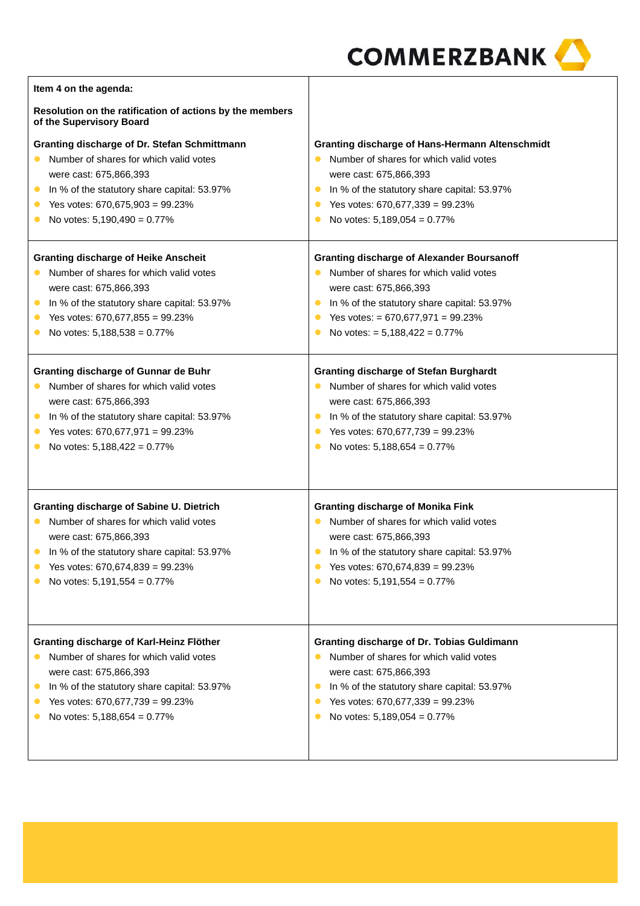**Item 4 on the agenda:**

**Resolution on the ratification of actions by the members of the Supervisory Board**

**Granting discharge of Dr. Stefan Schmittmann**

- Number of shares for which valid votes were cast: 675,866,393
- In % of the statutory share capital: 53.97%
- Yes votes: 670,675,903 = 99.23%
- No votes: 5,190,490 = 0.77%

**Granting discharge of Hans-Hermann Altenschmidt**

- Number of shares for which valid votes were cast: 675,866,393
- In % of the statutory share capital: 53.97%
- Yes votes: 670,677,339 = 99.23%
- No votes: 5,189,054 = 0.77%

**Granting discharge of Heike Anscheit**

- Number of shares for which valid votes were cast: 675,866,393
- In % of the statutory share capital: 53.97%
- Yes votes: 670,677,855 = 99.23%
- No votes: 5,188,538 = 0.77%

**Granting discharge of Alexander Boursanoff**

- Number of shares for which valid votes were cast: 675,866,393
- In % of the statutory share capital: 53.97%
- Yes votes: = 670,677,971 = 99.23%
- No votes: = 5,188,422 = 0.77%

**Granting discharge of Gunnar de Buhr**

- Number of shares for which valid votes were cast: 675,866,393
- In % of the statutory share capital: 53.97%
- Yes votes: 670,677,971 = 99.23%
- No votes: 5,188,422 = 0.77%

**Granting discharge of Stefan Burghardt**

- Number of shares for which valid votes were cast: 675,866,393
- In % of the statutory share capital: 53.97%
- Yes votes: 670,677,739 = 99.23%
- No votes: 5,188,654 = 0.77%

**Granting discharge of Sabine U. Dietrich**

- Number of shares for which valid votes were cast: 675,866,393
- In % of the statutory share capital: 53.97%
- Yes votes: 670,674,839 = 99.23%
- No votes: 5,191,554 = 0.77%

**Granting discharge of Monika Fink**

- Number of shares for which valid votes were cast: 675,866,393
- In % of the statutory share capital: 53.97%
- Yes votes: 670,674,839 = 99.23%
- No votes: 5,191,554 = 0.77%

**Granting discharge of Karl-Heinz Flöther**

- Number of shares for which valid votes were cast: 675,866,393
- In % of the statutory share capital: 53.97%
- Yes votes: 670,677,739 = 99.23%
- No votes: 5,188,654 = 0.77%

**Granting discharge of Dr. Tobias Guldimann**

- Number of shares for which valid votes were cast: 675,866,393
- In % of the statutory share capital: 53.97%
- Yes votes: 670,677,339 = 99.23%
- No votes: 5,189,054 = 0.77%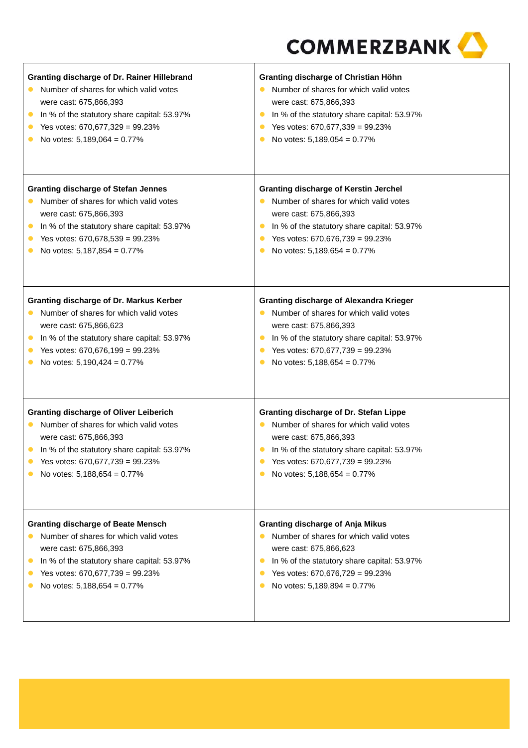**Granting discharge of Dr. Rainer Hillebrand**

- Number of shares for which valid votes were cast: 675,866,393
- In % of the statutory share capital: 53.97%
- Yes votes: 670,677,329 = 99.23%
- No votes: 5,189,064 = 0.77%

**Granting discharge of Christian Höhn**

- Number of shares for which valid votes were cast: 675,866,393
- In % of the statutory share capital: 53.97%
- Yes votes: 670,677,339 = 99.23%
- No votes: 5,189,054 = 0.77%

**Granting discharge of Stefan Jennes**

- Number of shares for which valid votes were cast: 675,866,393
- In % of the statutory share capital: 53.97%
- Yes votes: 670,678,539 = 99.23%
- No votes: 5,187,854 = 0.77%

**Granting discharge of Kerstin Jerchel**

- Number of shares for which valid votes were cast: 675,866,393
- In % of the statutory share capital: 53.97%
- Yes votes: 670,676,739 = 99.23%
- No votes: 5,189,654 = 0.77%

**Granting discharge of Dr. Markus Kerber**

- Number of shares for which valid votes were cast: 675,866,623
- In % of the statutory share capital: 53.97%
- Yes votes: 670,676,199 = 99.23%
- No votes: 5,190,424 = 0.77%

**Granting discharge of Alexandra Krieger**

- Number of shares for which valid votes were cast: 675,866,393
- In % of the statutory share capital: 53.97%
- Yes votes: 670,677,739 = 99.23%
- No votes: 5,188,654 = 0.77%

**Granting discharge of Oliver Leiberich**

- Number of shares for which valid votes were cast: 675,866,393
- In % of the statutory share capital: 53.97%
- Yes votes: 670,677,739 = 99.23%
- No votes: 5,188,654 = 0.77%

**Granting discharge of Dr. Stefan Lippe**

- Number of shares for which valid votes were cast: 675,866,393
- In % of the statutory share capital: 53.97%
- Yes votes: 670,677,739 = 99.23%
- No votes: 5,188,654 = 0.77%

**Granting discharge of Beate Mensch**

- Number of shares for which valid votes were cast: 675,866,393
- In % of the statutory share capital: 53.97%
- Yes votes: 670,677,739 = 99.23%
- No votes: 5,188,654 = 0.77%

**Granting discharge of Anja Mikus**

- Number of shares for which valid votes were cast: 675,866,623
- In % of the statutory share capital: 53.97%
- Yes votes: 670,676,729 = 99.23%
- No votes: 5,189,894 = 0.77%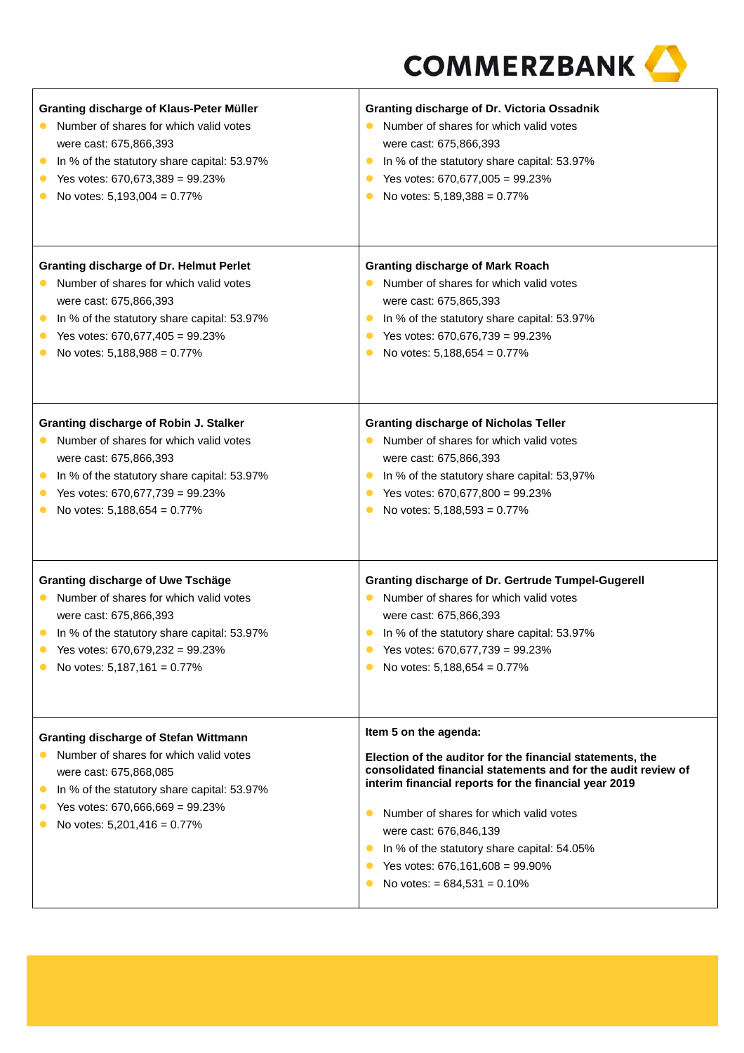**Granting discharge of Klaus-Peter Müller**

- Number of shares for which valid votes were cast: 675,866,393
- In % of the statutory share capital: 53.97%
- Yes votes: 670,673,389 = 99.23%
- No votes: 5,193,004 = 0.77%

**Granting discharge of Dr. Victoria Ossadnik**

- Number of shares for which valid votes were cast: 675,866,393
- In % of the statutory share capital: 53.97%
- Yes votes: 670,677,005 = 99.23%
- No votes: 5,189,388 = 0.77%

**Granting discharge of Dr. Helmut Perlet**

- Number of shares for which valid votes were cast: 675,866,393
- In % of the statutory share capital: 53.97%
- Yes votes: 670,677,405 = 99.23%
- No votes: 5,188,988 = 0.77%

**Granting discharge of Mark Roach**

- Number of shares for which valid votes were cast: 675,865,393
- In % of the statutory share capital: 53.97%
- Yes votes: 670,676,739 = 99.23%
- No votes: 5,188,654 = 0.77%

**Granting discharge of Robin J. Stalker**

- Number of shares for which valid votes were cast: 675,866,393
- In % of the statutory share capital: 53.97%
- Yes votes: 670,677,739 = 99.23%
- No votes: 5,188,654 = 0.77%

**Granting discharge of Nicholas Teller**

- Number of shares for which valid votes were cast: 675,866,393
- In % of the statutory share capital: 53,97%
- Yes votes: 670,677,800 = 99.23%
- No votes: 5,188,593 = 0.77%

**Granting discharge of Uwe Tschäge**

- Number of shares for which valid votes were cast: 675,866,393
- In % of the statutory share capital: 53.97%
- Yes votes: 670,679,232 = 99.23%
- No votes: 5,187,161 = 0.77%

**Granting discharge of Dr. Gertrude Tumpel-Gugerell**

- Number of shares for which valid votes were cast: 675,866,393
- In % of the statutory share capital: 53.97%
- Yes votes: 670,677,739 = 99.23%
- No votes: 5,188,654 = 0.77%

**Granting discharge of Stefan Wittmann**

- Number of shares for which valid votes were cast: 675,868,085
- In % of the statutory share capital: 53.97%
- Yes votes: 670,666,669 = 99.23%
- No votes: 5,201,416 = 0.77%

**Item 5 on the agenda:**

**Election of the auditor for the financial statements, the consolidated financial statements and for the audit review of interim financial reports for the financial year 2019**

- Number of shares for which valid votes were cast: 676,846,139
- In % of the statutory share capital: 54.05%
- Yes votes: 676,161,608 = 99.90%
- No votes: = 684,531 = 0.10%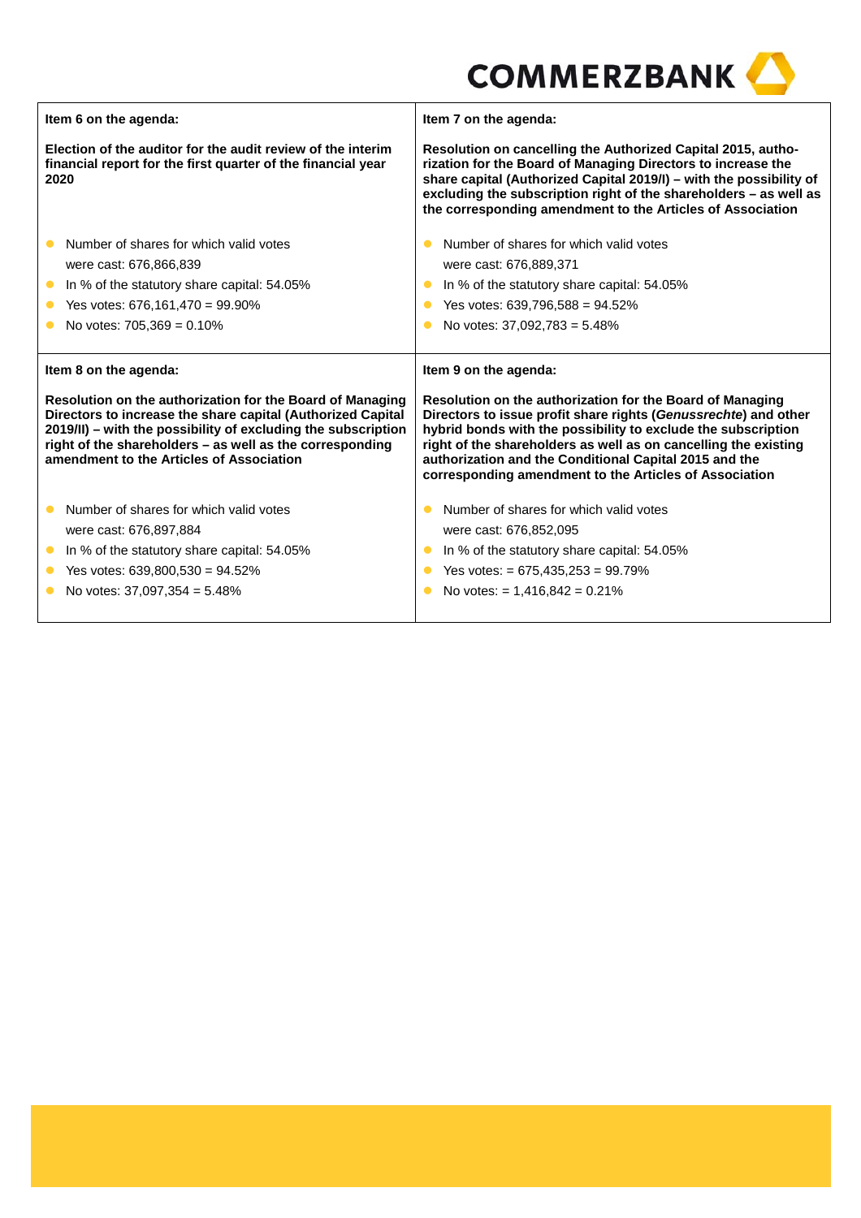**Item 6 on the agenda:**

**Election of the auditor for the audit review of the interim financial report for the first quarter of the financial year 2020**

- Number of shares for which valid votes were cast: 676,866,839
- In % of the statutory share capital: 54.05%
- Yes votes: 676,161,470 = 99.90%
- No votes: 705,369 = 0.10%

**Item 7 on the agenda:**

**Resolution on cancelling the Authorized Capital 2015, authorization for the Board of Managing Directors to increase the share capital (Authorized Capital 2019/I) – with the possibility of excluding the subscription right of the shareholders – as well as the corresponding amendment to the Articles of Association**

- Number of shares for which valid votes were cast: 676,889,371
- In % of the statutory share capital: 54.05%
- Yes votes: 639,796,588 = 94.52%
- No votes: 37,092,783 = 5.48%

**Item 8 on the agenda:**

**Resolution on the authorization for the Board of Managing Directors to increase the share capital (Authorized Capital 2019/II) – with the possibility of excluding the subscription right of the shareholders – as well as the corresponding amendment to the Articles of Association**

- Number of shares for which valid votes were cast: 676,897,884
- In % of the statutory share capital: 54.05%
- Yes votes: 639,800,530 = 94.52%
- No votes: 37,097,354 = 5.48%

**Item 9 on the agenda:**

**Resolution on the authorization for the Board of Managing Directors to issue profit share rights (*Genussrechte*) and other hybrid bonds with the possibility to exclude the subscription right of the shareholders as well as on cancelling the existing authorization and the Conditional Capital 2015 and the corresponding amendment to the Articles of Association**

- Number of shares for which valid votes were cast: 676,852,095
- In % of the statutory share capital: 54.05%
- Yes votes: = 675,435,253 = 99.79%
- No votes: = 1,416,842 = 0.21%